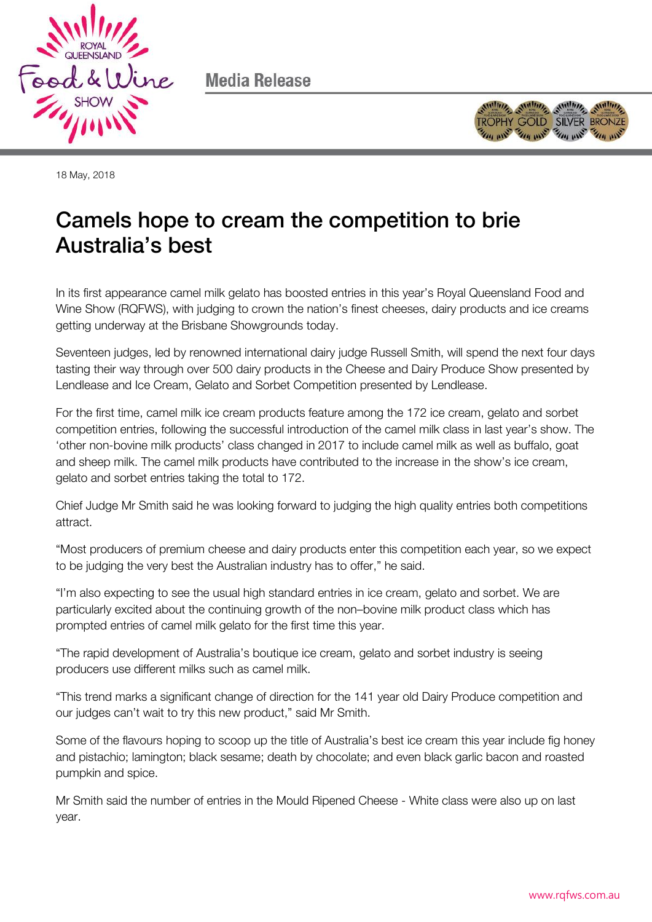Media Release

18 May, 2018

# Camels hope to cream the competition to brie Australia's best

In its first appearance camel milk gelato has boosted entries in this year's Royal Queensland Food and Wine Show (RQFWS), with judging to crown the nation's finest cheeses, dairy products and ice creams getting underway at the Brisbane Showgrounds today.

Seventeen judges, led by renowned international dairy judge Russell Smith, will spend the next four days tasting their way through over 500 dairy products in the Cheese and Dairy Produce Show presented by Lendlease and Ice Cream, Gelato and Sorbet Competition presented by Lendlease.

For the first time, camel milk ice cream products feature among the 172 ice cream, gelato and sorbet competition entries, following the successful introduction of the camel milk class in last year's show. The 'other non-bovine milk products' class changed in 2017 to include camel milk as well as buffalo, goat and sheep milk. The camel milk products have contributed to the increase in the show's ice cream, gelato and sorbet entries taking the total to 172.

Chief Judge Mr Smith said he was looking forward to judging the high quality entries both competitions attract.

"Most producers of premium cheese and dairy products enter this competition each year, so we expect to be judging the very best the Australian industry has to offer," he said.

"I'm also expecting to see the usual high standard entries in ice cream, gelato and sorbet. We are particularly excited about the continuing growth of the non–bovine milk product class which has prompted entries of camel milk gelato for the first time this year.

"The rapid development of Australia's boutique ice cream, gelato and sorbet industry is seeing producers use different milks such as camel milk.

"This trend marks a significant change of direction for the 141 year old Dairy Produce competition and our judges can't wait to try this new product," said Mr Smith.

Some of the flavours hoping to scoop up the title of Australia's best ice cream this year include fig honey and pistachio; lamington; black sesame; death by chocolate; and even black garlic bacon and roasted pumpkin and spice.

Mr Smith said the number of entries in the Mould Ripened Cheese - White class were also up on last year.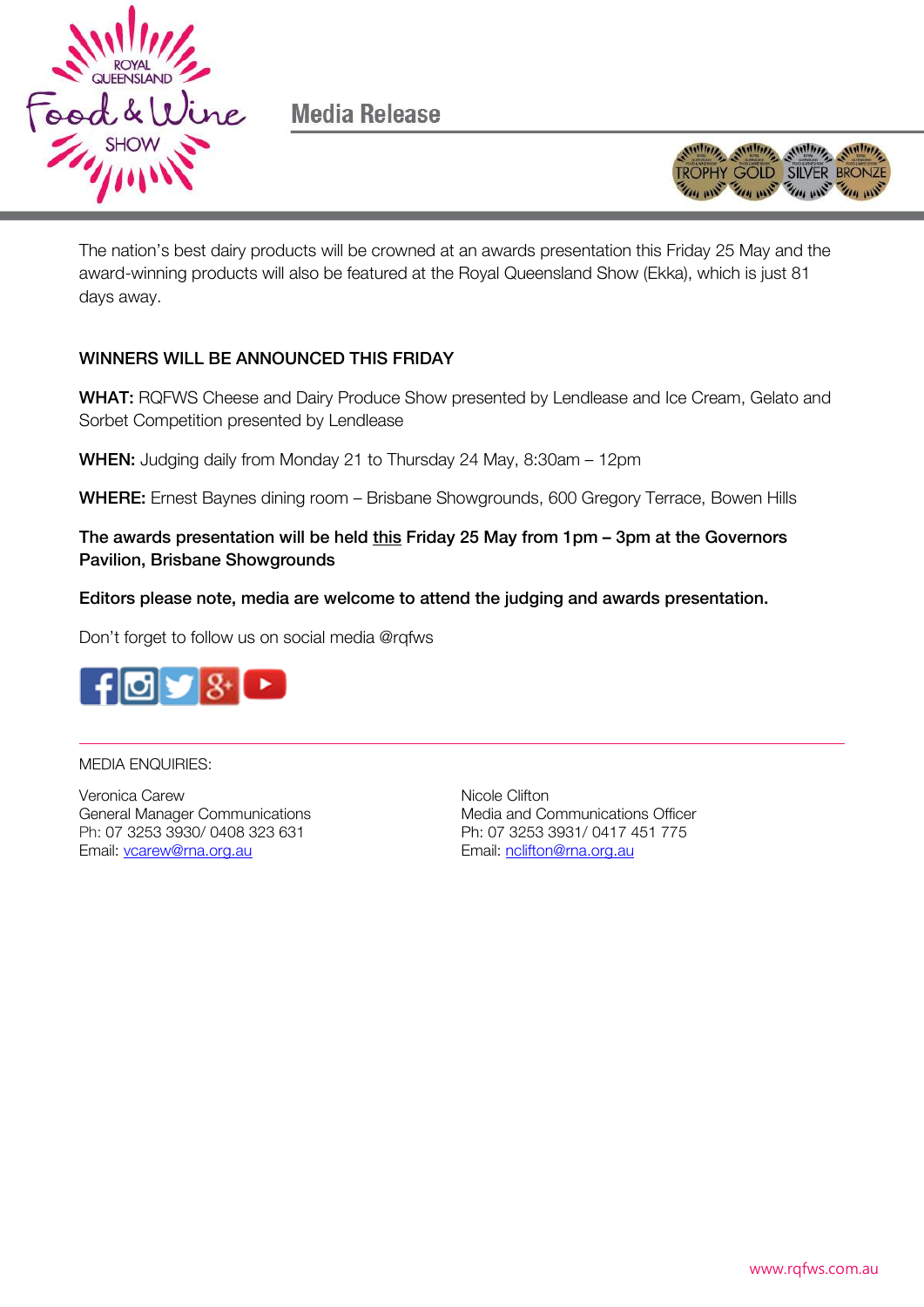The nation's best dairy products will be crowned at an awards presentation this Friday 25 May and the award-winning products will also be featured at the Royal Queensland Show (Ekka), which is just 81 days away.

**WINNERS WILL BE ANNOUNCED THIS FRIDAY**

**WHAT:** RQFWS Cheese and Dairy Produce Show presented by Lendlease and Ice Cream, Gelato and Sorbet Competition presented by Lendlease

**WHEN:** Judging daily from Monday 21 to Thursday 24 May, 8:30am – 12pm

**WHERE:** Ernest Baynes dining room – Brisbane Showgrounds, 600 Gregory Terrace, Bowen Hills

**The awards presentation will be held this Friday 25 May from 1pm – 3pm at the Governors Pavilion, Brisbane Showgrounds**

**Editors please note, media are welcome to attend the judging and awards presentation.**

Don't forget to follow us on social media @rqfws

---

MEDIA ENQUIRIES:

Veronica Carew
General Manager Communications
Ph: 07 3253 3930/ 0408 323 631
Email: vcarew@rna.org.au

Nicole Clifton
Media and Communications Officer
Ph: 07 3253 3931/ 0417 451 775
Email: nclifton@rna.org.au

www.rqfws.com.au